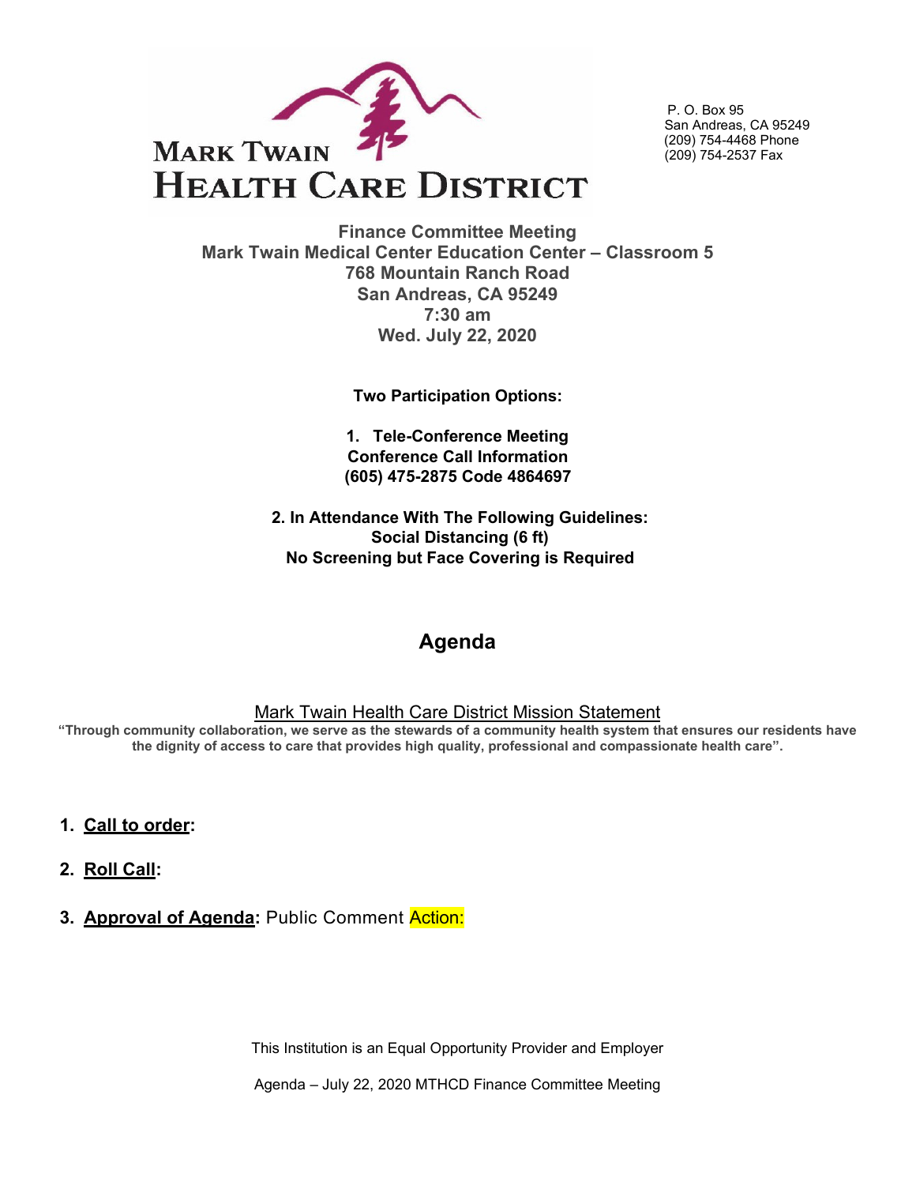# Mark Twain Health Care District

P. O. Box 95
San Andreas, CA 95249
(209) 754-4468 Phone
(209) 754-2537 Fax

**Finance Committee Meeting**
**Mark Twain Medical Center Education Center – Classroom 5**
**768 Mountain Ranch Road**
**San Andreas, CA 95249**
**7:30 am**
**Wed. July 22, 2020**

**Two Participation Options:**

**1. Tele-Conference Meeting**
**Conference Call Information**
**(605) 475-2875 Code 4864697**

**2. In Attendance With The Following Guidelines:**
**Social Distancing (6 ft)**
**No Screening but Face Covering is Required**

## Agenda

Mark Twain Health Care District Mission Statement

**"Through community collaboration, we serve as the stewards of a community health system that ensures our residents have the dignity of access to care that provides high quality, professional and compassionate health care".**

1. **Call to order:**
2. **Roll Call:**
3. **Approval of Agenda:** Public Comment Action:

This Institution is an Equal Opportunity Provider and Employer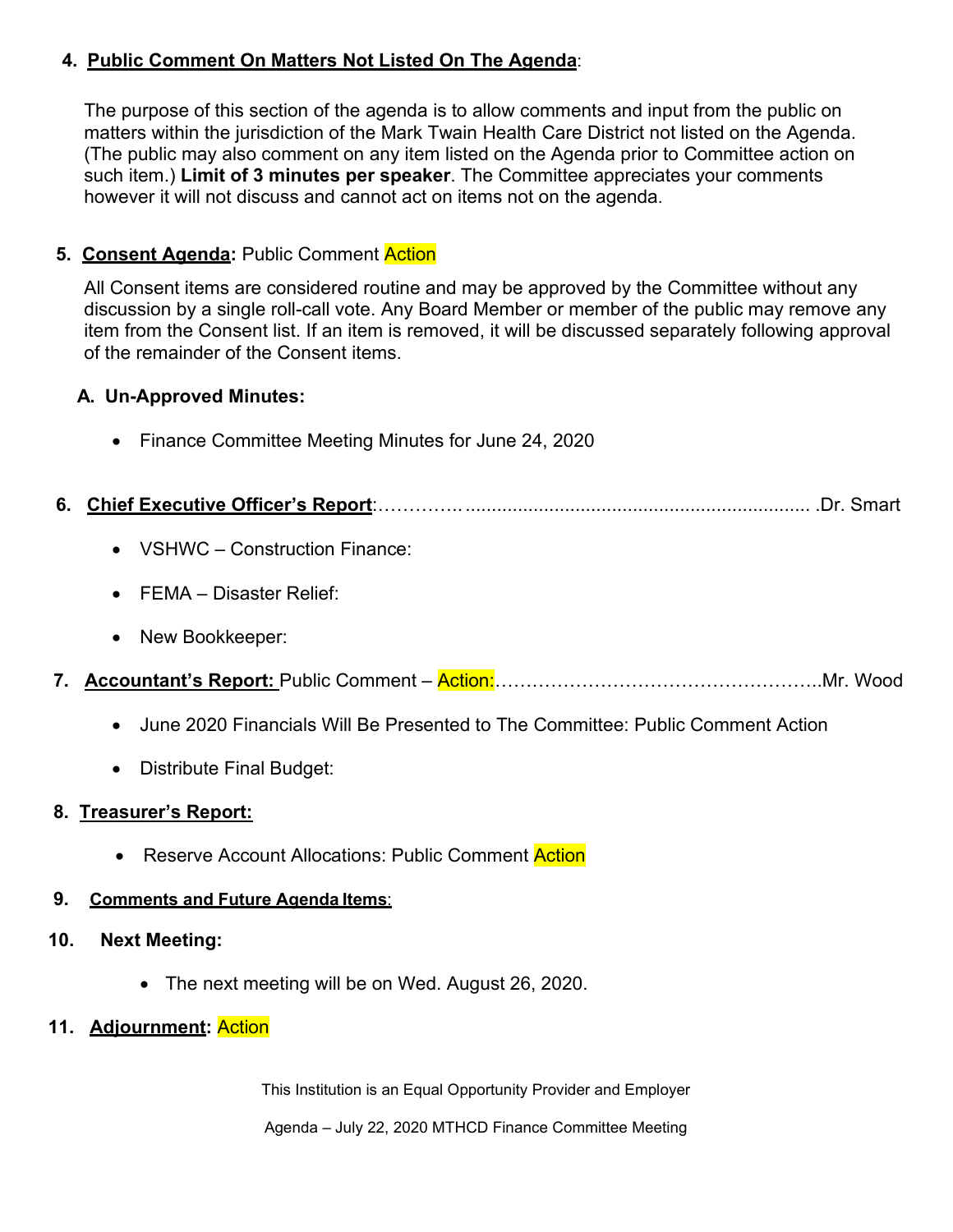**4. Public Comment On Matters Not Listed On The Agenda**:

The purpose of this section of the agenda is to allow comments and input from the public on matters within the jurisdiction of the Mark Twain Health Care District not listed on the Agenda. (The public may also comment on any item listed on the Agenda prior to Committee action on such item.) **Limit of 3 minutes per speaker**. The Committee appreciates your comments however it will not discuss and cannot act on items not on the agenda.

**5. Consent Agenda:** Public Comment Action

All Consent items are considered routine and may be approved by the Committee without any discussion by a single roll-call vote. Any Board Member or member of the public may remove any item from the Consent list. If an item is removed, it will be discussed separately following approval of the remainder of the Consent items.

**A. Un-Approved Minutes:**

- Finance Committee Meeting Minutes for June 24, 2020

**6. Chief Executive Officer's Report**:……………................................................................... .Dr. Smart

- VSHWC – Construction Finance:
- FEMA – Disaster Relief:
- New Bookkeeper:

**7. Accountant's Report:** Public Comment – Action:……………………………………………..Mr. Wood

- June 2020 Financials Will Be Presented to The Committee: Public Comment Action
- Distribute Final Budget:

**8. Treasurer's Report:**

- Reserve Account Allocations: Public Comment Action

**9. Comments and Future Agenda Items**:

**10. Next Meeting:**

- The next meeting will be on Wed. August 26, 2020.

**11. Adjournment: Action**

This Institution is an Equal Opportunity Provider and Employer

Agenda – July 22, 2020 MTHCD Finance Committee Meeting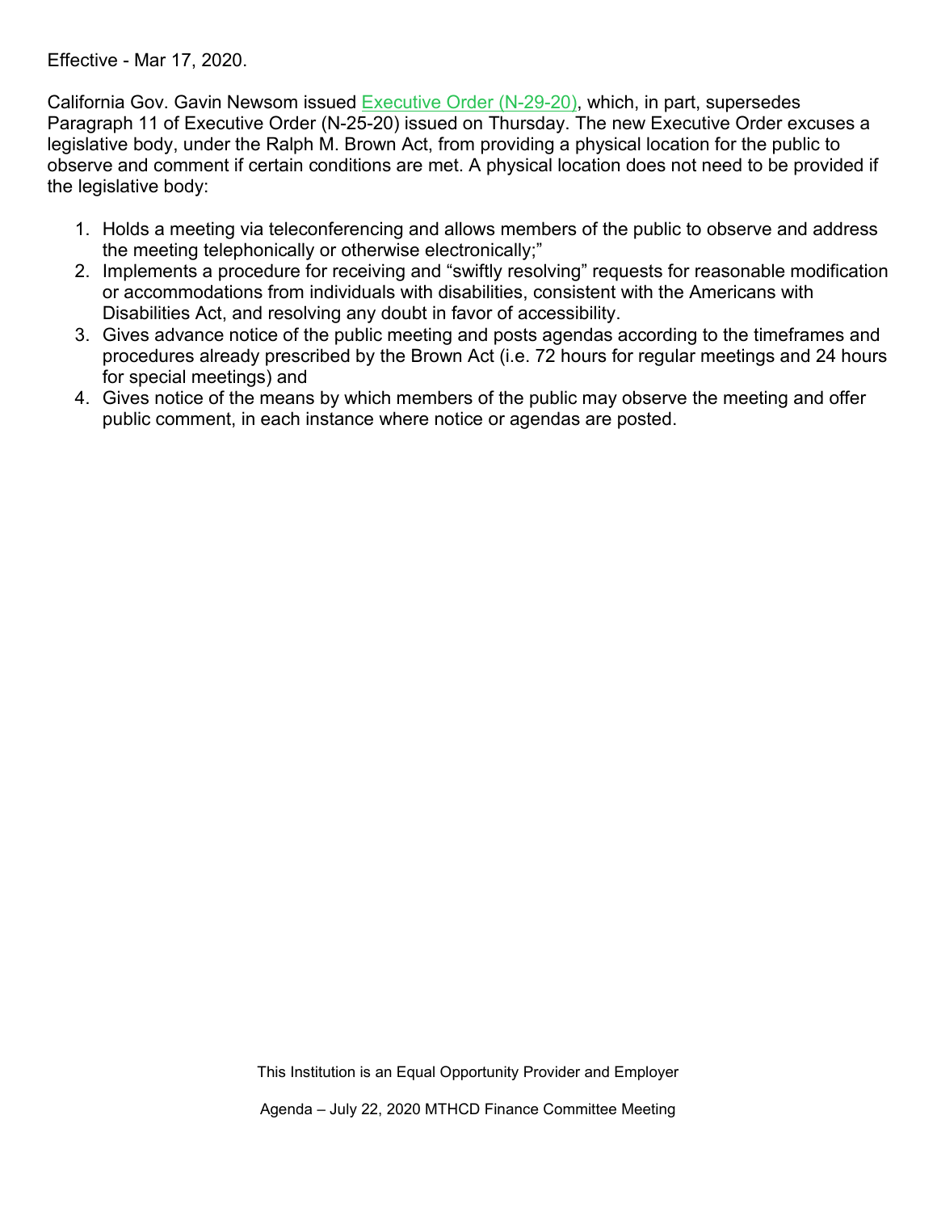Effective - Mar 17, 2020.

California Gov. Gavin Newsom issued Executive Order (N-29-20), which, in part, supersedes Paragraph 11 of Executive Order (N-25-20) issued on Thursday. The new Executive Order excuses a legislative body, under the Ralph M. Brown Act, from providing a physical location for the public to observe and comment if certain conditions are met. A physical location does not need to be provided if the legislative body:

1. Holds a meeting via teleconferencing and allows members of the public to observe and address the meeting telephonically or otherwise electronically;"
2. Implements a procedure for receiving and "swiftly resolving" requests for reasonable modification or accommodations from individuals with disabilities, consistent with the Americans with Disabilities Act, and resolving any doubt in favor of accessibility.
3. Gives advance notice of the public meeting and posts agendas according to the timeframes and procedures already prescribed by the Brown Act (i.e. 72 hours for regular meetings and 24 hours for special meetings) and
4. Gives notice of the means by which members of the public may observe the meeting and offer public comment, in each instance where notice or agendas are posted.

This Institution is an Equal Opportunity Provider and Employer

Agenda – July 22, 2020 MTHCD Finance Committee Meeting